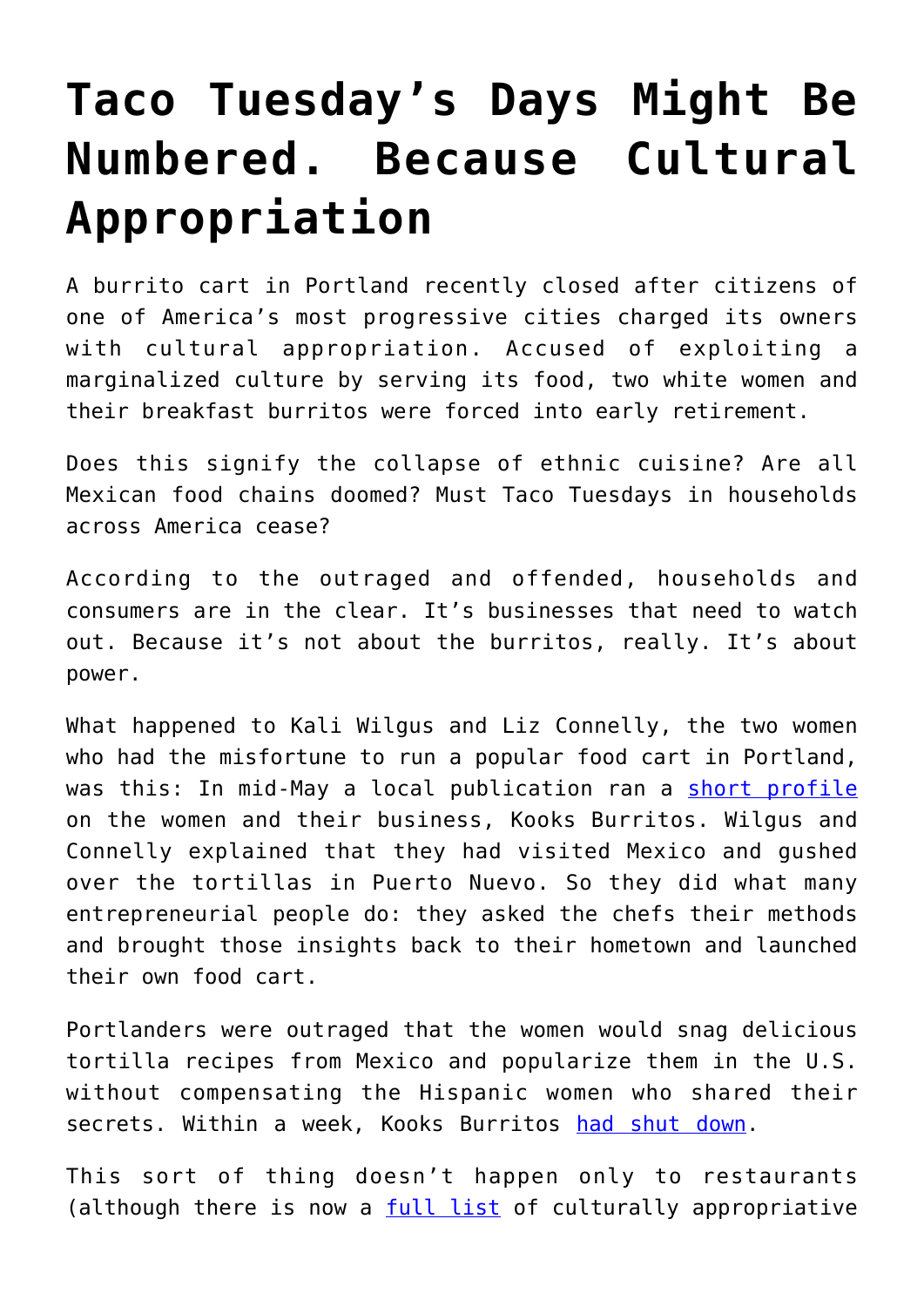# Taco Tuesday's Days Might Be Numbered. Because Cultural Appropriation

A burrito cart in Portland recently closed after citizens of one of America's most progressive cities charged its owners with cultural appropriation. Accused of exploiting a marginalized culture by serving its food, two white women and their breakfast burritos were forced into early retirement.

Does this signify the collapse of ethnic cuisine? Are all Mexican food chains doomed? Must Taco Tuesdays in households across America cease?

According to the outraged and offended, households and consumers are in the clear. It's businesses that need to watch out. Because it's not about the burritos, really. It's about power.

What happened to Kali Wilgus and Liz Connelly, the two women who had the misfortune to run a popular food cart in Portland, was this: In mid-May a local publication ran a short profile on the women and their business, Kooks Burritos. Wilgus and Connelly explained that they had visited Mexico and gushed over the tortillas in Puerto Nuevo. So they did what many entrepreneurial people do: they asked the chefs their methods and brought those insights back to their hometown and launched their own food cart.

Portlanders were outraged that the women would snag delicious tortilla recipes from Mexico and popularize them in the U.S. without compensating the Hispanic women who shared their secrets. Within a week, Kooks Burritos had shut down.

This sort of thing doesn't happen only to restaurants (although there is now a full list of culturally appropriative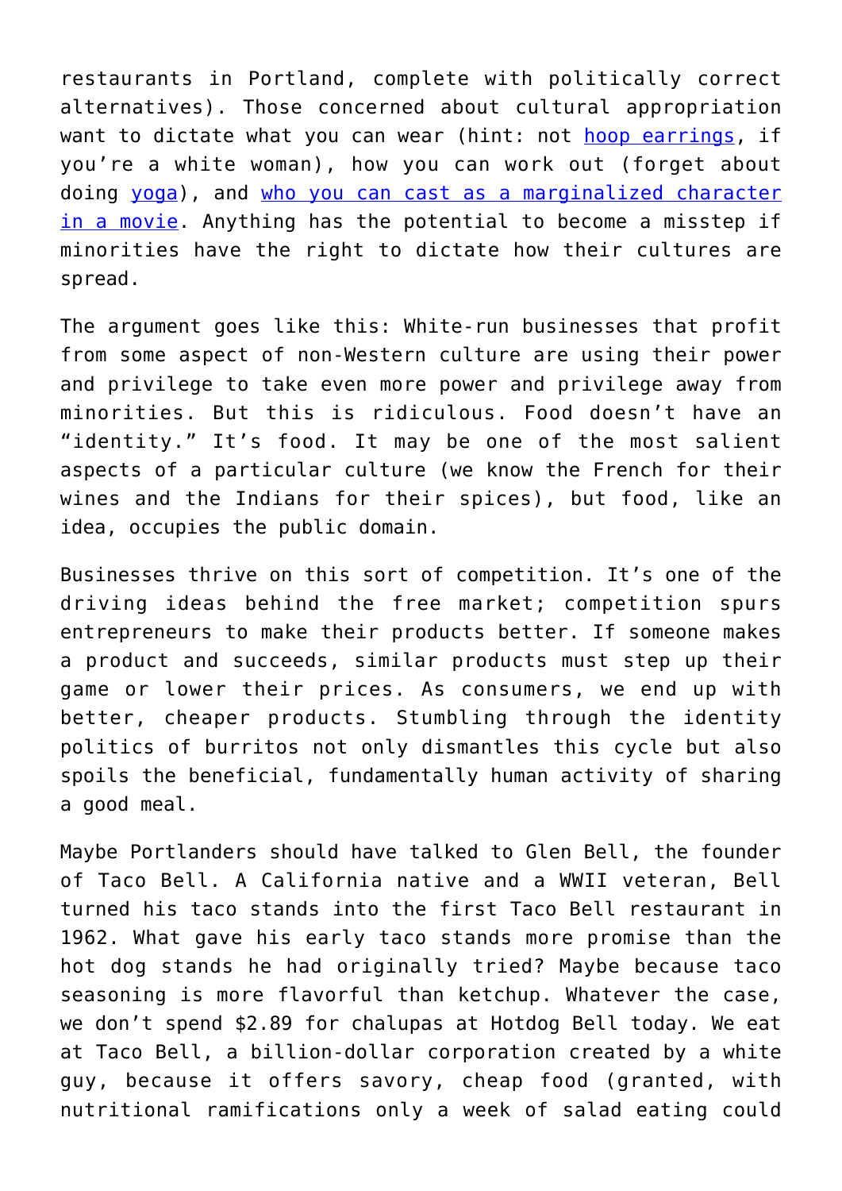restaurants in Portland, complete with politically correct alternatives). Those concerned about cultural appropriation want to dictate what you can wear (hint: not hoop earrings, if you're a white woman), how you can work out (forget about doing yoga), and who you can cast as a marginalized character in a movie. Anything has the potential to become a misstep if minorities have the right to dictate how their cultures are spread.

The argument goes like this: White-run businesses that profit from some aspect of non-Western culture are using their power and privilege to take even more power and privilege away from minorities. But this is ridiculous. Food doesn't have an "identity." It's food. It may be one of the most salient aspects of a particular culture (we know the French for their wines and the Indians for their spices), but food, like an idea, occupies the public domain.

Businesses thrive on this sort of competition. It's one of the driving ideas behind the free market; competition spurs entrepreneurs to make their products better. If someone makes a product and succeeds, similar products must step up their game or lower their prices. As consumers, we end up with better, cheaper products. Stumbling through the identity politics of burritos not only dismantles this cycle but also spoils the beneficial, fundamentally human activity of sharing a good meal.

Maybe Portlanders should have talked to Glen Bell, the founder of Taco Bell. A California native and a WWII veteran, Bell turned his taco stands into the first Taco Bell restaurant in 1962. What gave his early taco stands more promise than the hot dog stands he had originally tried? Maybe because taco seasoning is more flavorful than ketchup. Whatever the case, we don't spend $2.89 for chalupas at Hotdog Bell today. We eat at Taco Bell, a billion-dollar corporation created by a white guy, because it offers savory, cheap food (granted, with nutritional ramifications only a week of salad eating could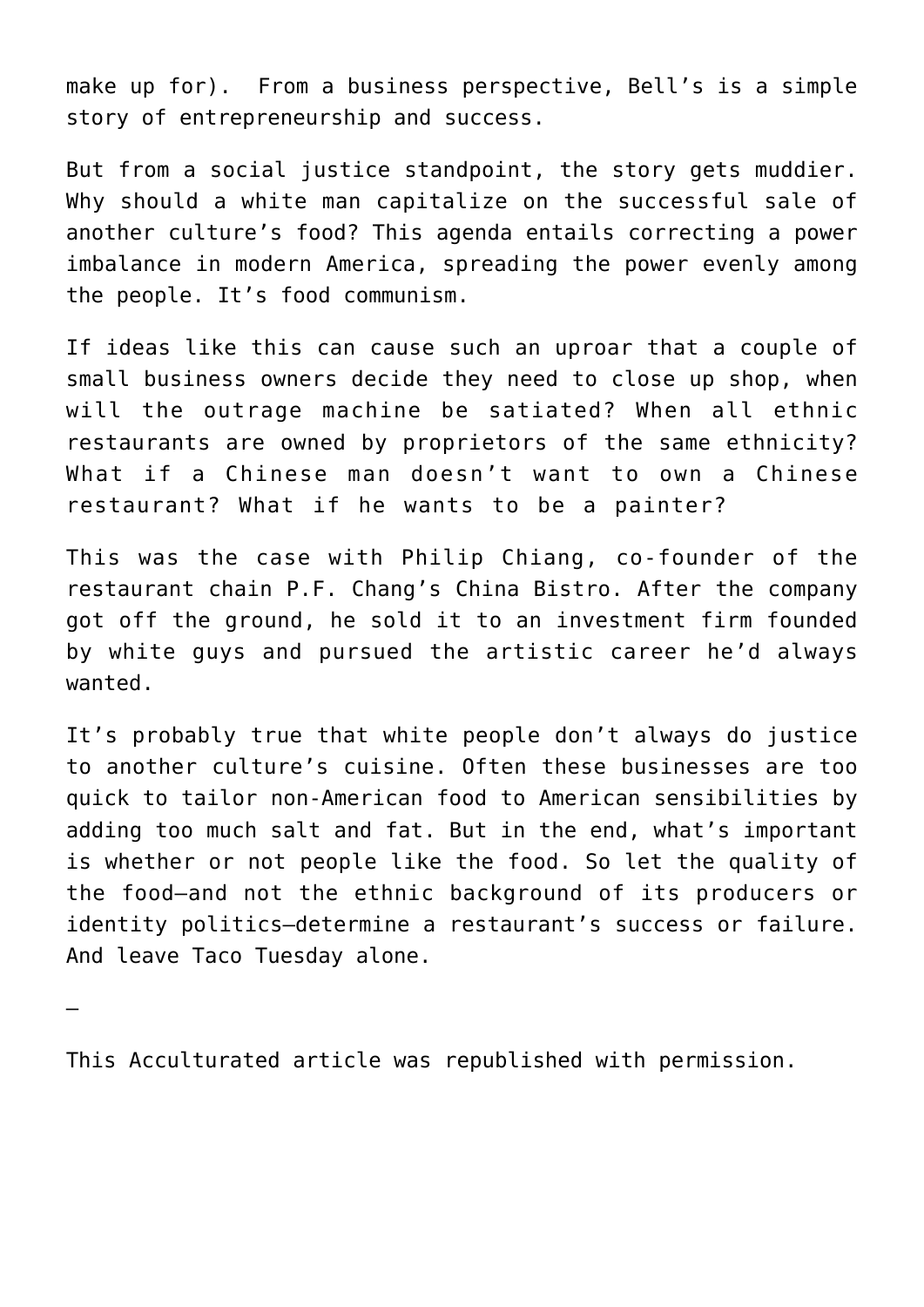make up for). From a business perspective, Bell's is a simple story of entrepreneurship and success.

But from a social justice standpoint, the story gets muddier. Why should a white man capitalize on the successful sale of another culture's food? This agenda entails correcting a power imbalance in modern America, spreading the power evenly among the people. It's food communism.

If ideas like this can cause such an uproar that a couple of small business owners decide they need to close up shop, when will the outrage machine be satiated? When all ethnic restaurants are owned by proprietors of the same ethnicity? What if a Chinese man doesn't want to own a Chinese restaurant? What if he wants to be a painter?

This was the case with Philip Chiang, co-founder of the restaurant chain P.F. Chang's China Bistro. After the company got off the ground, he sold it to an investment firm founded by white guys and pursued the artistic career he'd always wanted.

It's probably true that white people don't always do justice to another culture's cuisine. Often these businesses are too quick to tailor non-American food to American sensibilities by adding too much salt and fat. But in the end, what's important is whether or not people like the food. So let the quality of the food—and not the ethnic background of its producers or identity politics—determine a restaurant's success or failure. And leave Taco Tuesday alone.

—

This Acculturated article was republished with permission.